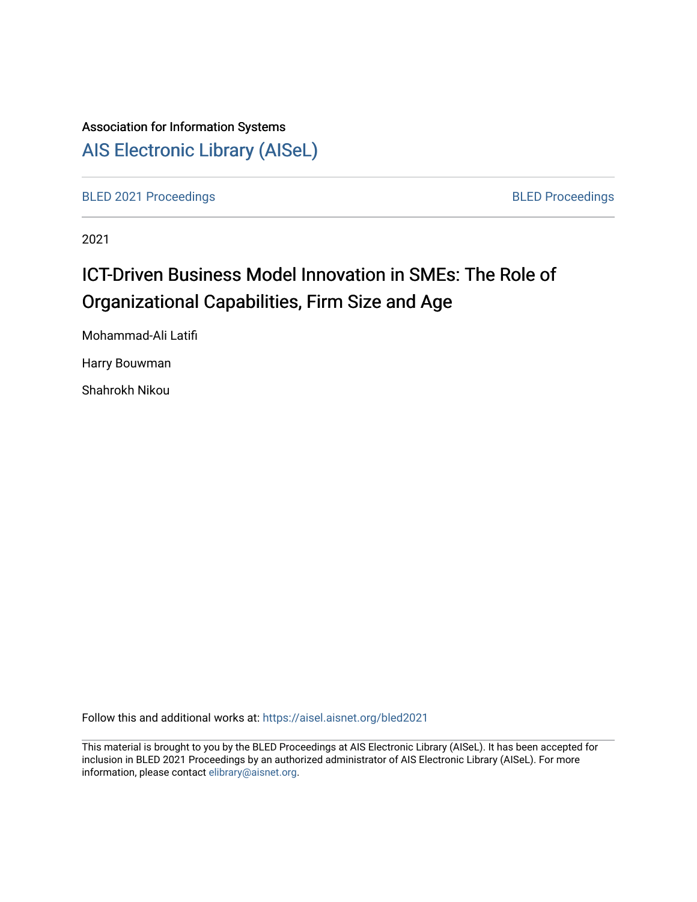Association for Information Systems

# AIS Electronic Library (AISeL)

BLED 2021 Proceedings

BLED Proceedings

2021

## ICT-Driven Business Model Innovation in SMEs: The Role of Organizational Capabilities, Firm Size and Age

Mohammad-Ali Latifi

Harry Bouwman

Shahrokh Nikou

Follow this and additional works at: https://aisel.aisnet.org/bled2021

This material is brought to you by the BLED Proceedings at AIS Electronic Library (AISeL). It has been accepted for inclusion in BLED 2021 Proceedings by an authorized administrator of AIS Electronic Library (AISeL). For more information, please contact elibrary@aisnet.org.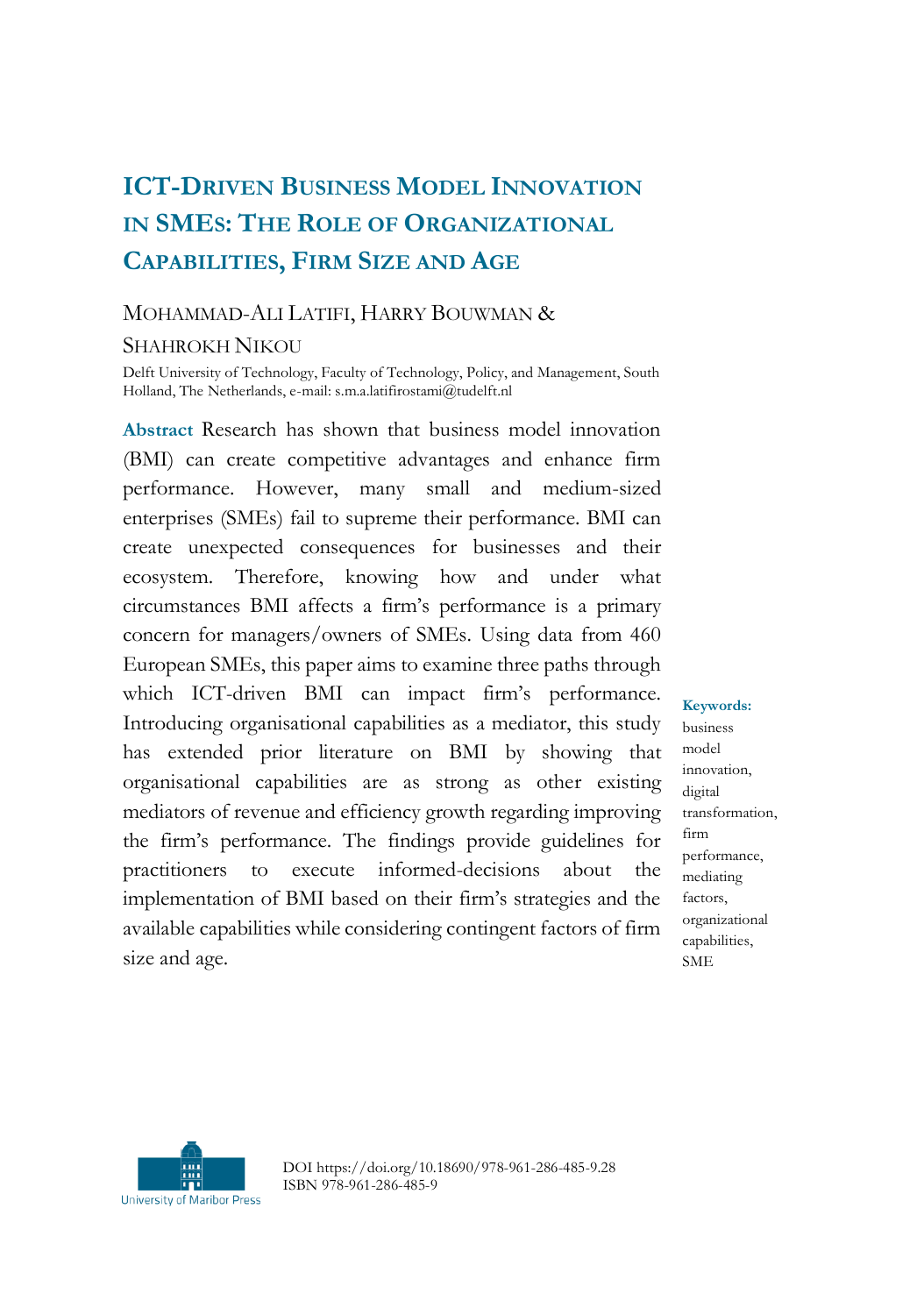# ICT-DRIVEN BUSINESS MODEL INNOVATION IN SMES: THE ROLE OF ORGANIZATIONAL CAPABILITIES, FIRM SIZE AND AGE

MOHAMMAD-ALI LATIFI, HARRY BOUWMAN & SHAHROKH NIKOU

Delft University of Technology, Faculty of Technology, Policy, and Management, South Holland, The Netherlands, e-mail: s.m.a.latifirostami@tudelft.nl

**Abstract** Research has shown that business model innovation (BMI) can create competitive advantages and enhance firm performance. However, many small and medium-sized enterprises (SMEs) fail to supreme their performance. BMI can create unexpected consequences for businesses and their ecosystem. Therefore, knowing how and under what circumstances BMI affects a firm's performance is a primary concern for managers/owners of SMEs. Using data from 460 European SMEs, this paper aims to examine three paths through which ICT-driven BMI can impact firm's performance. Introducing organisational capabilities as a mediator, this study has extended prior literature on BMI by showing that organisational capabilities are as strong as other existing mediators of revenue and efficiency growth regarding improving the firm's performance. The findings provide guidelines for practitioners to execute informed-decisions about the implementation of BMI based on their firm's strategies and the available capabilities while considering contingent factors of firm size and age.

**Keywords:** business model innovation, digital transformation, firm performance, mediating factors, organizational capabilities, SME

DOI https://doi.org/10.18690/978-961-286-485-9.28
ISBN 978-961-286-485-9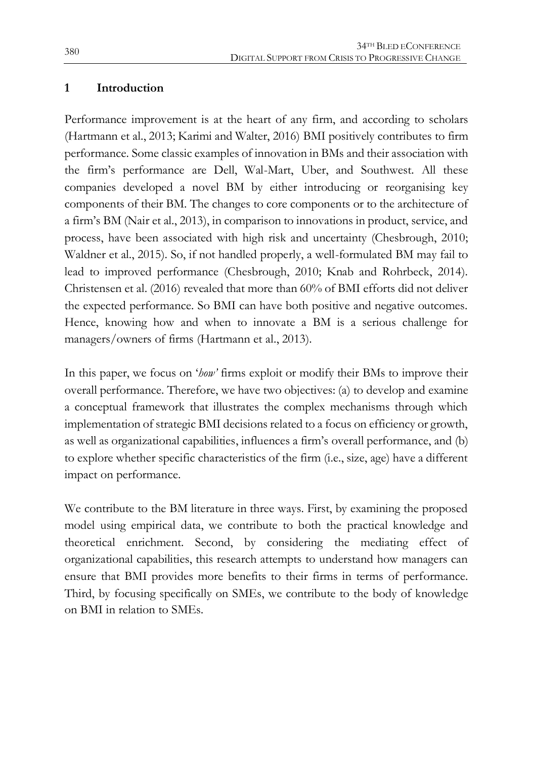# 1 Introduction

Performance improvement is at the heart of any firm, and according to scholars (Hartmann et al., 2013; Karimi and Walter, 2016) BMI positively contributes to firm performance. Some classic examples of innovation in BMs and their association with the firm's performance are Dell, Wal-Mart, Uber, and Southwest. All these companies developed a novel BM by either introducing or reorganising key components of their BM. The changes to core components or to the architecture of a firm's BM (Nair et al., 2013), in comparison to innovations in product, service, and process, have been associated with high risk and uncertainty (Chesbrough, 2010; Waldner et al., 2015). So, if not handled properly, a well-formulated BM may fail to lead to improved performance (Chesbrough, 2010; Knab and Rohrbeck, 2014). Christensen et al. (2016) revealed that more than 60% of BMI efforts did not deliver the expected performance. So BMI can have both positive and negative outcomes. Hence, knowing how and when to innovate a BM is a serious challenge for managers/owners of firms (Hartmann et al., 2013).

In this paper, we focus on '*how*' firms exploit or modify their BMs to improve their overall performance. Therefore, we have two objectives: (a) to develop and examine a conceptual framework that illustrates the complex mechanisms through which implementation of strategic BMI decisions related to a focus on efficiency or growth, as well as organizational capabilities, influences a firm's overall performance, and (b) to explore whether specific characteristics of the firm (i.e., size, age) have a different impact on performance.

We contribute to the BM literature in three ways. First, by examining the proposed model using empirical data, we contribute to both the practical knowledge and theoretical enrichment. Second, by considering the mediating effect of organizational capabilities, this research attempts to understand how managers can ensure that BMI provides more benefits to their firms in terms of performance. Third, by focusing specifically on SMEs, we contribute to the body of knowledge on BMI in relation to SMEs.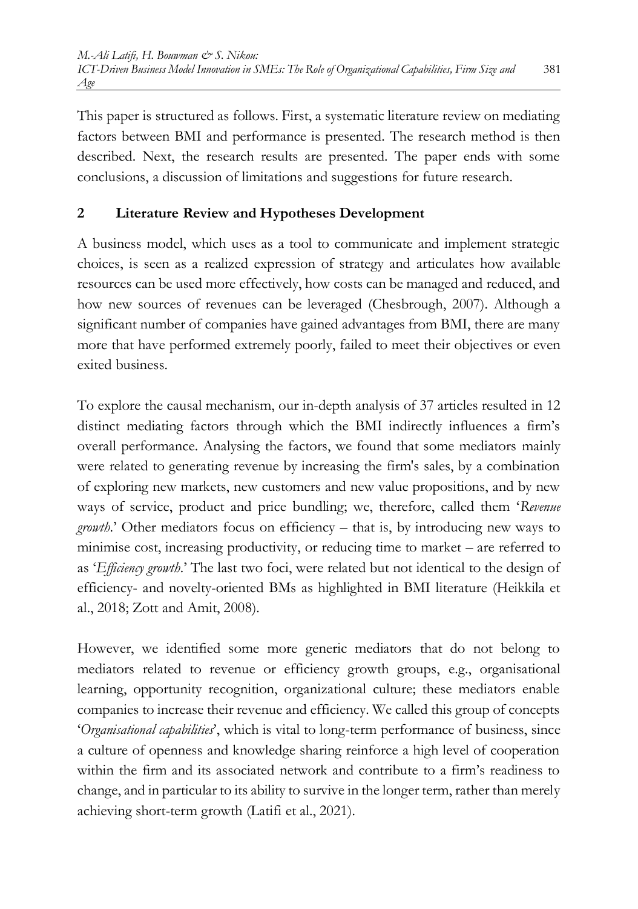This paper is structured as follows. First, a systematic literature review on mediating factors between BMI and performance is presented. The research method is then described. Next, the research results are presented. The paper ends with some conclusions, a discussion of limitations and suggestions for future research.

## 2 Literature Review and Hypotheses Development

A business model, which uses as a tool to communicate and implement strategic choices, is seen as a realized expression of strategy and articulates how available resources can be used more effectively, how costs can be managed and reduced, and how new sources of revenues can be leveraged (Chesbrough, 2007). Although a significant number of companies have gained advantages from BMI, there are many more that have performed extremely poorly, failed to meet their objectives or even exited business.

To explore the causal mechanism, our in-depth analysis of 37 articles resulted in 12 distinct mediating factors through which the BMI indirectly influences a firm's overall performance. Analysing the factors, we found that some mediators mainly were related to generating revenue by increasing the firm's sales, by a combination of exploring new markets, new customers and new value propositions, and by new ways of service, product and price bundling; we, therefore, called them '*Revenue growth*.' Other mediators focus on efficiency – that is, by introducing new ways to minimise cost, increasing productivity, or reducing time to market – are referred to as '*Efficiency growth*.' The last two foci, were related but not identical to the design of efficiency- and novelty-oriented BMs as highlighted in BMI literature (Heikkila et al., 2018; Zott and Amit, 2008).

However, we identified some more generic mediators that do not belong to mediators related to revenue or efficiency growth groups, e.g., organisational learning, opportunity recognition, organizational culture; these mediators enable companies to increase their revenue and efficiency. We called this group of concepts '*Organisational capabilities*', which is vital to long-term performance of business, since a culture of openness and knowledge sharing reinforce a high level of cooperation within the firm and its associated network and contribute to a firm's readiness to change, and in particular to its ability to survive in the longer term, rather than merely achieving short-term growth (Latifi et al., 2021).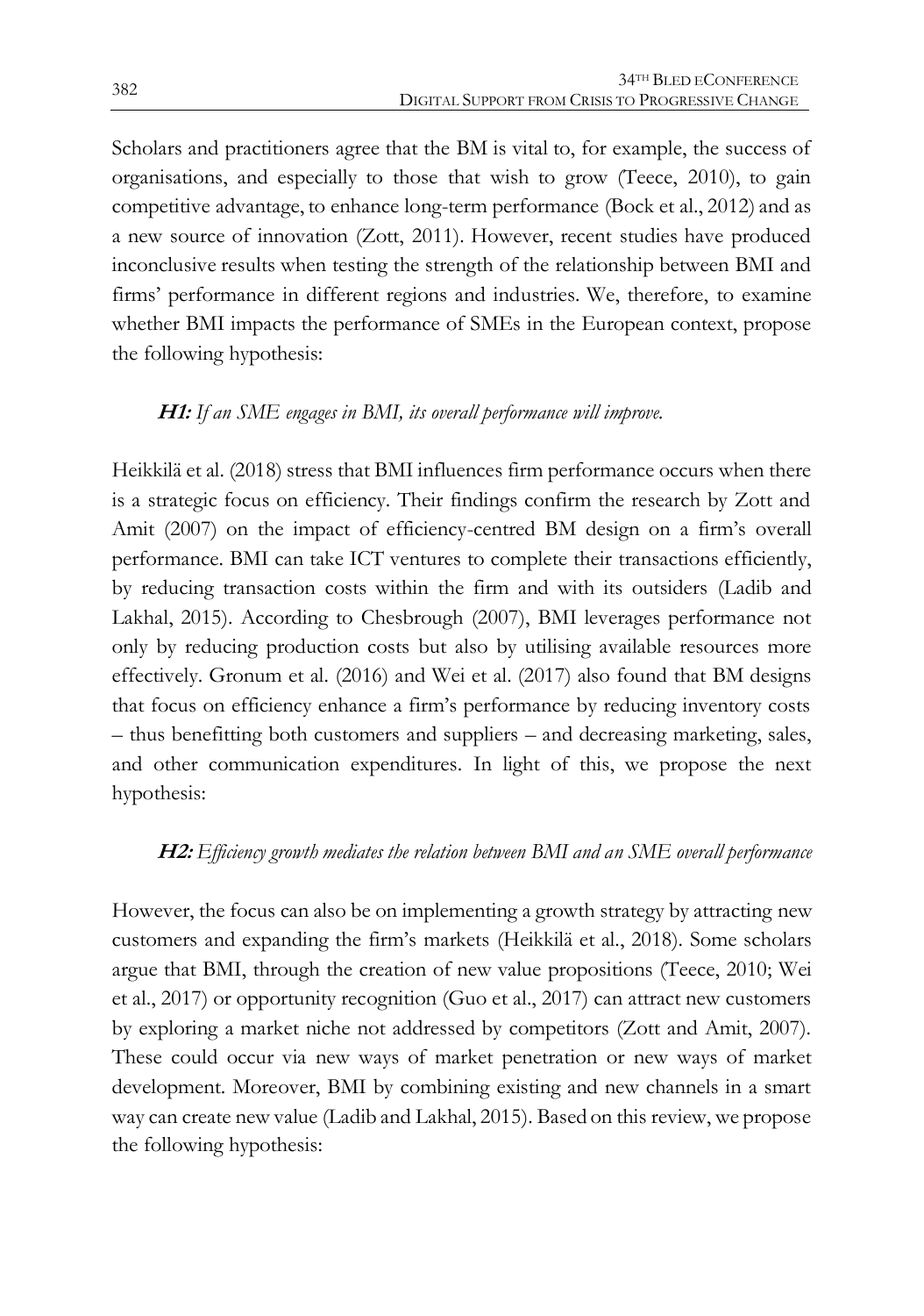Scholars and practitioners agree that the BM is vital to, for example, the success of organisations, and especially to those that wish to grow (Teece, 2010), to gain competitive advantage, to enhance long-term performance (Bock et al., 2012) and as a new source of innovation (Zott, 2011). However, recent studies have produced inconclusive results when testing the strength of the relationship between BMI and firms' performance in different regions and industries. We, therefore, to examine whether BMI impacts the performance of SMEs in the European context, propose the following hypothesis:

***H1:*** *If an SME engages in BMI, its overall performance will improve.*

Heikkilä et al. (2018) stress that BMI influences firm performance occurs when there is a strategic focus on efficiency. Their findings confirm the research by Zott and Amit (2007) on the impact of efficiency-centred BM design on a firm's overall performance. BMI can take ICT ventures to complete their transactions efficiently, by reducing transaction costs within the firm and with its outsiders (Ladib and Lakhal, 2015). According to Chesbrough (2007), BMI leverages performance not only by reducing production costs but also by utilising available resources more effectively. Gronum et al. (2016) and Wei et al. (2017) also found that BM designs that focus on efficiency enhance a firm's performance by reducing inventory costs – thus benefitting both customers and suppliers – and decreasing marketing, sales, and other communication expenditures. In light of this, we propose the next hypothesis:

***H2:*** *Efficiency growth mediates the relation between BMI and an SME overall performance*

However, the focus can also be on implementing a growth strategy by attracting new customers and expanding the firm's markets (Heikkilä et al., 2018). Some scholars argue that BMI, through the creation of new value propositions (Teece, 2010; Wei et al., 2017) or opportunity recognition (Guo et al., 2017) can attract new customers by exploring a market niche not addressed by competitors (Zott and Amit, 2007). These could occur via new ways of market penetration or new ways of market development. Moreover, BMI by combining existing and new channels in a smart way can create new value (Ladib and Lakhal, 2015). Based on this review, we propose the following hypothesis: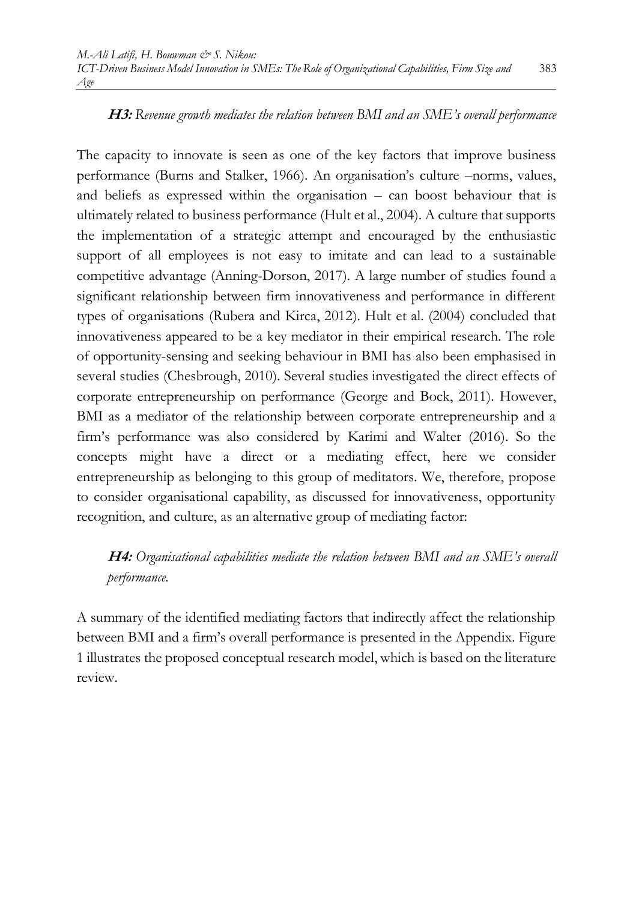***H3:** Revenue growth mediates the relation between BMI and an SME's overall performance*

The capacity to innovate is seen as one of the key factors that improve business performance (Burns and Stalker, 1966). An organisation's culture –norms, values, and beliefs as expressed within the organisation – can boost behaviour that is ultimately related to business performance (Hult et al., 2004). A culture that supports the implementation of a strategic attempt and encouraged by the enthusiastic support of all employees is not easy to imitate and can lead to a sustainable competitive advantage (Anning-Dorson, 2017). A large number of studies found a significant relationship between firm innovativeness and performance in different types of organisations (Rubera and Kirca, 2012). Hult et al. (2004) concluded that innovativeness appeared to be a key mediator in their empirical research. The role of opportunity-sensing and seeking behaviour in BMI has also been emphasised in several studies (Chesbrough, 2010). Several studies investigated the direct effects of corporate entrepreneurship on performance (George and Bock, 2011). However, BMI as a mediator of the relationship between corporate entrepreneurship and a firm's performance was also considered by Karimi and Walter (2016). So the concepts might have a direct or a mediating effect, here we consider entrepreneurship as belonging to this group of meditators. We, therefore, propose to consider organisational capability, as discussed for innovativeness, opportunity recognition, and culture, as an alternative group of mediating factor:

***H4:** Organisational capabilities mediate the relation between BMI and an SME's overall performance.*

A summary of the identified mediating factors that indirectly affect the relationship between BMI and a firm's overall performance is presented in the Appendix. Figure 1 illustrates the proposed conceptual research model, which is based on the literature review.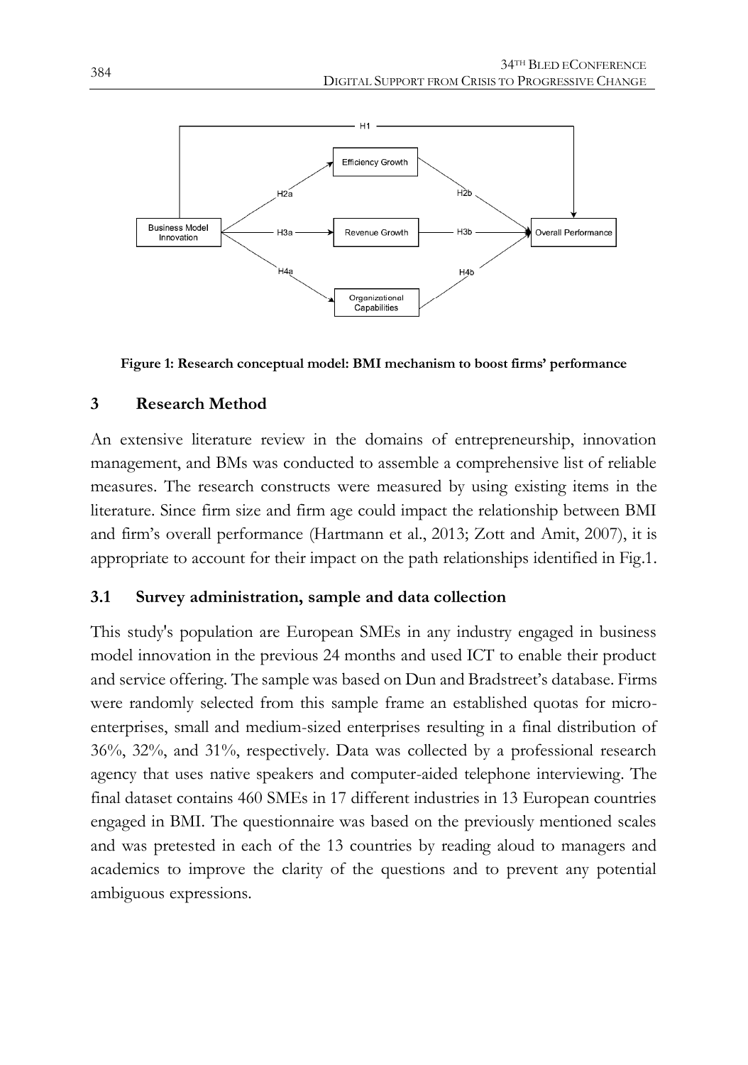**Figure 1: Research conceptual model: BMI mechanism to boost firms' performance**

## 3 Research Method

An extensive literature review in the domains of entrepreneurship, innovation management, and BMs was conducted to assemble a comprehensive list of reliable measures. The research constructs were measured by using existing items in the literature. Since firm size and firm age could impact the relationship between BMI and firm's overall performance (Hartmann et al., 2013; Zott and Amit, 2007), it is appropriate to account for their impact on the path relationships identified in Fig.1.

### 3.1 Survey administration, sample and data collection

This study's population are European SMEs in any industry engaged in business model innovation in the previous 24 months and used ICT to enable their product and service offering. The sample was based on Dun and Bradstreet's database. Firms were randomly selected from this sample frame an established quotas for micro-enterprises, small and medium-sized enterprises resulting in a final distribution of 36%, 32%, and 31%, respectively. Data was collected by a professional research agency that uses native speakers and computer-aided telephone interviewing. The final dataset contains 460 SMEs in 17 different industries in 13 European countries engaged in BMI. The questionnaire was based on the previously mentioned scales and was pretested in each of the 13 countries by reading aloud to managers and academics to improve the clarity of the questions and to prevent any potential ambiguous expressions.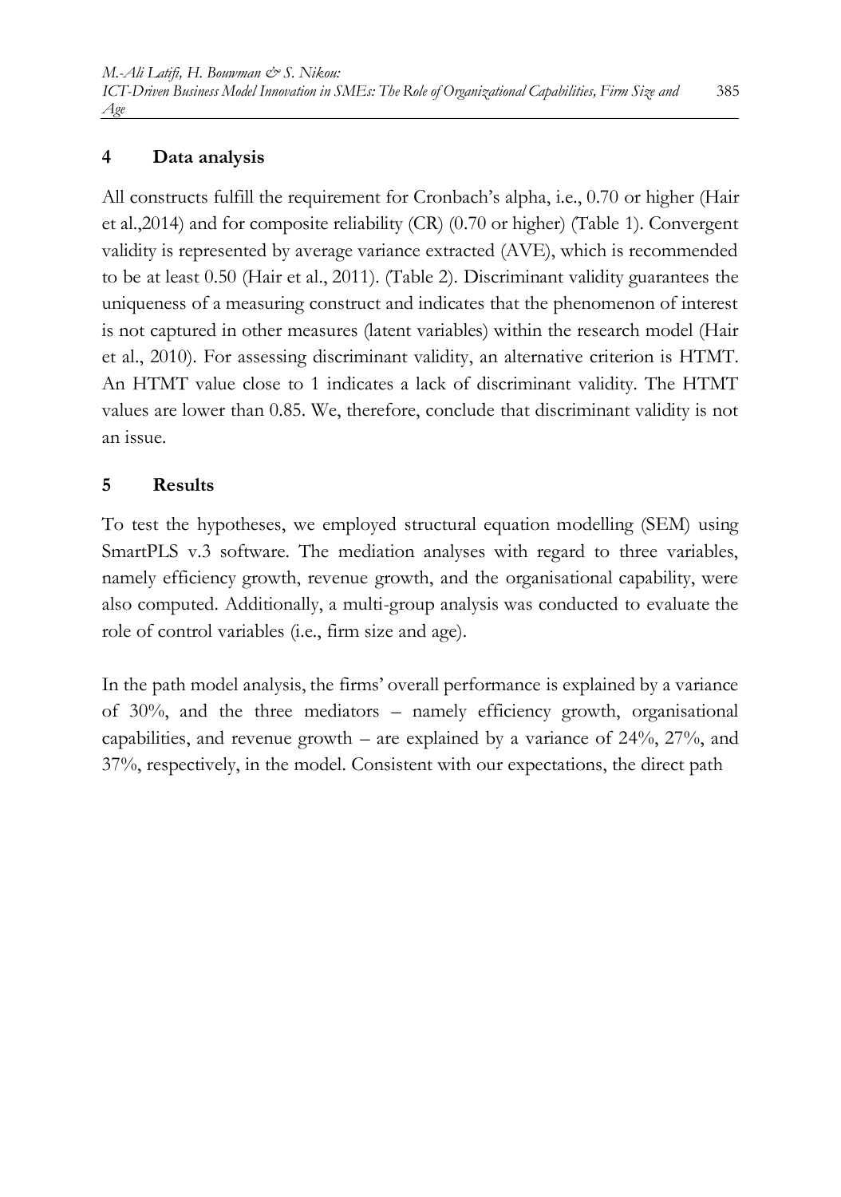## 4 Data analysis

All constructs fulfill the requirement for Cronbach's alpha, i.e., 0.70 or higher (Hair et al.,2014) and for composite reliability (CR) (0.70 or higher) (Table 1). Convergent validity is represented by average variance extracted (AVE), which is recommended to be at least 0.50 (Hair et al., 2011). (Table 2). Discriminant validity guarantees the uniqueness of a measuring construct and indicates that the phenomenon of interest is not captured in other measures (latent variables) within the research model (Hair et al., 2010). For assessing discriminant validity, an alternative criterion is HTMT. An HTMT value close to 1 indicates a lack of discriminant validity. The HTMT values are lower than 0.85. We, therefore, conclude that discriminant validity is not an issue.

## 5 Results

To test the hypotheses, we employed structural equation modelling (SEM) using SmartPLS v.3 software. The mediation analyses with regard to three variables, namely efficiency growth, revenue growth, and the organisational capability, were also computed. Additionally, a multi-group analysis was conducted to evaluate the role of control variables (i.e., firm size and age).

In the path model analysis, the firms' overall performance is explained by a variance of 30%, and the three mediators – namely efficiency growth, organisational capabilities, and revenue growth – are explained by a variance of 24%, 27%, and 37%, respectively, in the model. Consistent with our expectations, the direct path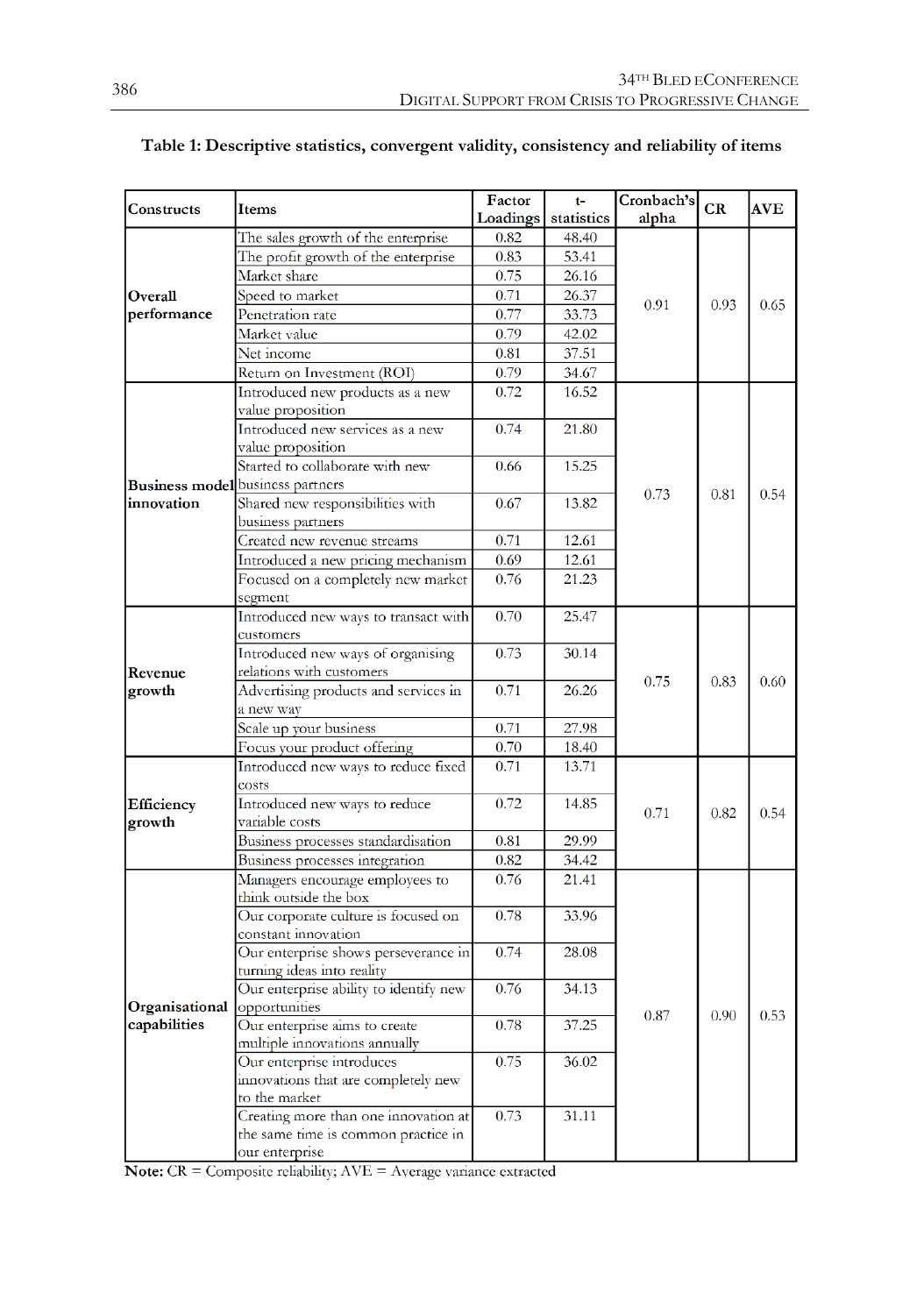**Table 1: Descriptive statistics, convergent validity, consistency and reliability of items**

| Constructs | Items | Factor Loadings | t-statistics | Cronbach's alpha | CR | AVE |
|---|---|---|---|---|---|---|
| Overall performance | The sales growth of the enterprise | 0.82 | 48.40 | 0.91 | 0.93 | 0.65 |
| | The profit growth of the enterprise | 0.83 | 53.41 | | | |
| | Market share | 0.75 | 26.16 | | | |
| | Speed to market | 0.71 | 26.37 | | | |
| | Penetration rate | 0.77 | 33.73 | | | |
| | Market value | 0.79 | 42.02 | | | |
| | Net income | 0.81 | 37.51 | | | |
| | Return on Investment (ROI) | 0.79 | 34.67 | | | |
| Business model innovation | Introduced new products as a new value proposition | 0.72 | 16.52 | 0.73 | 0.81 | 0.54 |
| | Introduced new services as a new value proposition | 0.74 | 21.80 | | | |
| | Started to collaborate with new business partners | 0.66 | 15.25 | | | |
| | Shared new responsibilities with business partners | 0.67 | 13.82 | | | |
| | Created new revenue streams | 0.71 | 12.61 | | | |
| | Introduced a new pricing mechanism | 0.69 | 12.61 | | | |
| | Focused on a completely new market segment | 0.76 | 21.23 | | | |
| Revenue growth | Introduced new ways to transact with customers | 0.70 | 25.47 | 0.75 | 0.83 | 0.60 |
| | Introduced new ways of organising relations with customers | 0.73 | 30.14 | | | |
| | Advertising products and services in a new way | 0.71 | 26.26 | | | |
| | Scale up your business | 0.71 | 27.98 | | | |
| | Focus your product offering | 0.70 | 18.40 | | | |
| Efficiency growth | Introduced new ways to reduce fixed costs | 0.71 | 13.71 | 0.71 | 0.82 | 0.54 |
| | Introduced new ways to reduce variable costs | 0.72 | 14.85 | | | |
| | Business processes standardisation | 0.81 | 29.99 | | | |
| | Business processes integration | 0.82 | 34.42 | | | |
| Organisational capabilities | Managers encourage employees to think outside the box | 0.76 | 21.41 | 0.87 | 0.90 | 0.53 |
| | Our corporate culture is focused on constant innovation | 0.78 | 33.96 | | | |
| | Our enterprise shows perseverance in turning ideas into reality | 0.74 | 28.08 | | | |
| | Our enterprise ability to identify new opportunities | 0.76 | 34.13 | | | |
| | Our enterprise aims to create multiple innovations annually | 0.78 | 37.25 | | | |
| | Our enterprise introduces innovations that are completely new to the market | 0.75 | 36.02 | | | |
| | Creating more than one innovation at the same time is common practice in our enterprise | 0.73 | 31.11 | | | |

**Note:** CR = Composite reliability; AVE = Average variance extracted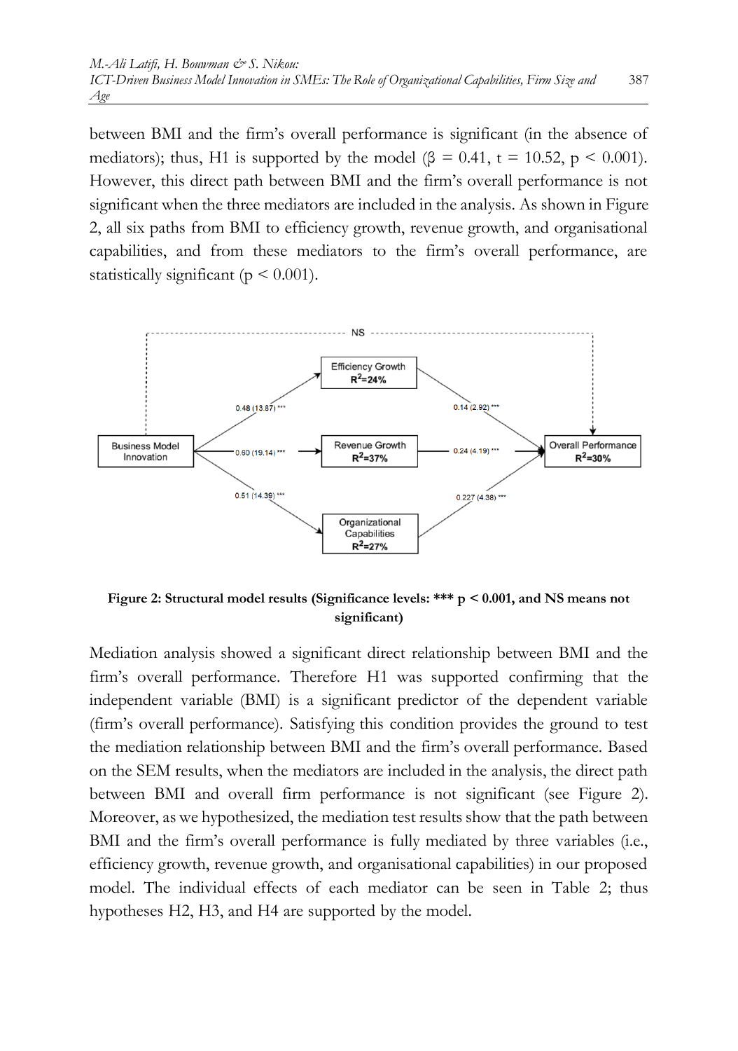between BMI and the firm's overall performance is significant (in the absence of mediators); thus, H1 is supported by the model (β = 0.41, t = 10.52, $p < 0.001$). However, this direct path between BMI and the firm's overall performance is not significant when the three mediators are included in the analysis. As shown in Figure 2, all six paths from BMI to efficiency growth, revenue growth, and organisational capabilities, and from these mediators to the firm's overall performance, are statistically significant ($p < 0.001$).

**Figure 2: Structural model results (Significance levels: *** p < 0.001, and NS means not significant)**

Mediation analysis showed a significant direct relationship between BMI and the firm's overall performance. Therefore H1 was supported confirming that the independent variable (BMI) is a significant predictor of the dependent variable (firm's overall performance). Satisfying this condition provides the ground to test the mediation relationship between BMI and the firm's overall performance. Based on the SEM results, when the mediators are included in the analysis, the direct path between BMI and overall firm performance is not significant (see Figure 2). Moreover, as we hypothesized, the mediation test results show that the path between BMI and the firm's overall performance is fully mediated by three variables (i.e., efficiency growth, revenue growth, and organisational capabilities) in our proposed model. The individual effects of each mediator can be seen in Table 2; thus hypotheses H2, H3, and H4 are supported by the model.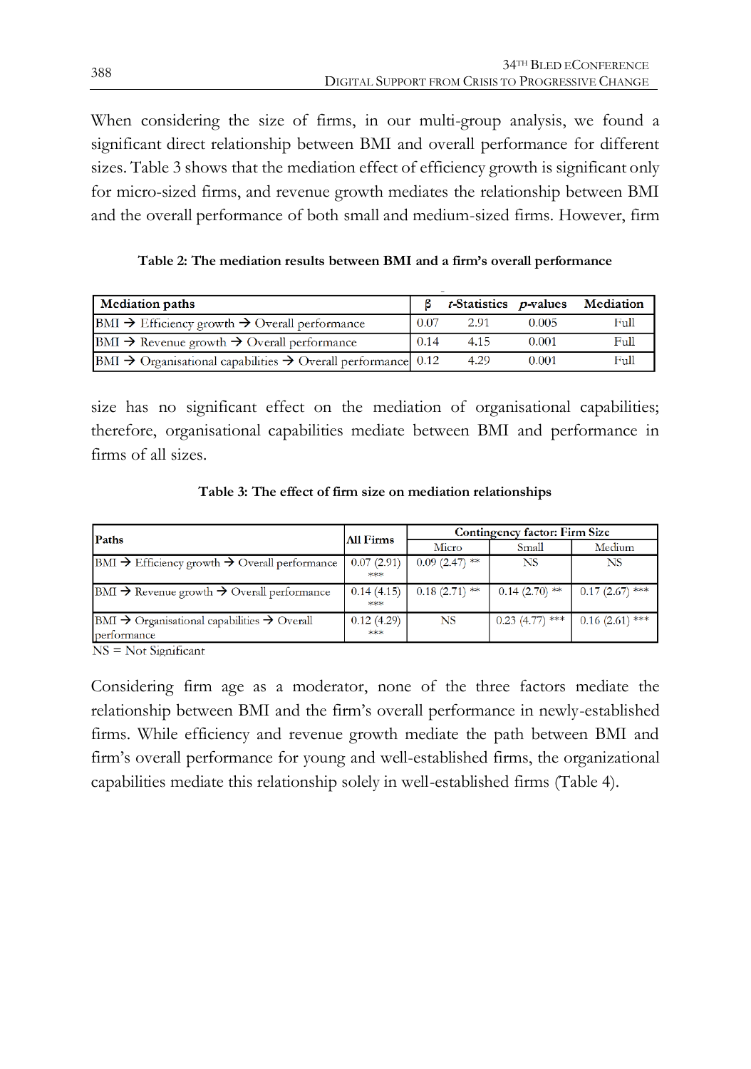When considering the size of firms, in our multi-group analysis, we found a significant direct relationship between BMI and overall performance for different sizes. Table 3 shows that the mediation effect of efficiency growth is significant only for micro-sized firms, and revenue growth mediates the relationship between BMI and the overall performance of both small and medium-sized firms. However, firm size has no significant effect on the mediation of organisational capabilities; therefore, organisational capabilities mediate between BMI and performance in firms of all sizes.

**Table 2: The mediation results between BMI and a firm's overall performance**

| Mediation paths | β | *t*-Statistics | *p*-values | Mediation |
|---|---|---|---|---|
| BMI → Efficiency growth → Overall performance | 0.07 | 2.91 | 0.005 | Full |
| BMI → Revenue growth → Overall performance | 0.14 | 4.15 | 0.001 | Full |
| BMI → Organisational capabilities → Overall performance | 0.12 | 4.29 | 0.001 | Full |

**Table 3: The effect of firm size on mediation relationships**

| Paths | All Firms | Contingency factor: Firm Size | | |
|---|---|---|---|---|
| | | Micro | Small | Medium |
| BMI → Efficiency growth → Overall performance | 0.07 (2.91) *** | 0.09 (2.47) ** | NS | NS |
| BMI → Revenue growth → Overall performance | 0.14 (4.15) *** | 0.18 (2.71) ** | 0.14 (2.70) ** | 0.17 (2.67) *** |
| BMI → Organisational capabilities → Overall performance | 0.12 (4.29) *** | NS | 0.23 (4.77) *** | 0.16 (2.61) *** |

NS = Not Significant

Considering firm age as a moderator, none of the three factors mediate the relationship between BMI and the firm's overall performance in newly-established firms. While efficiency and revenue growth mediate the path between BMI and firm's overall performance for young and well-established firms, the organizational capabilities mediate this relationship solely in well-established firms (Table 4).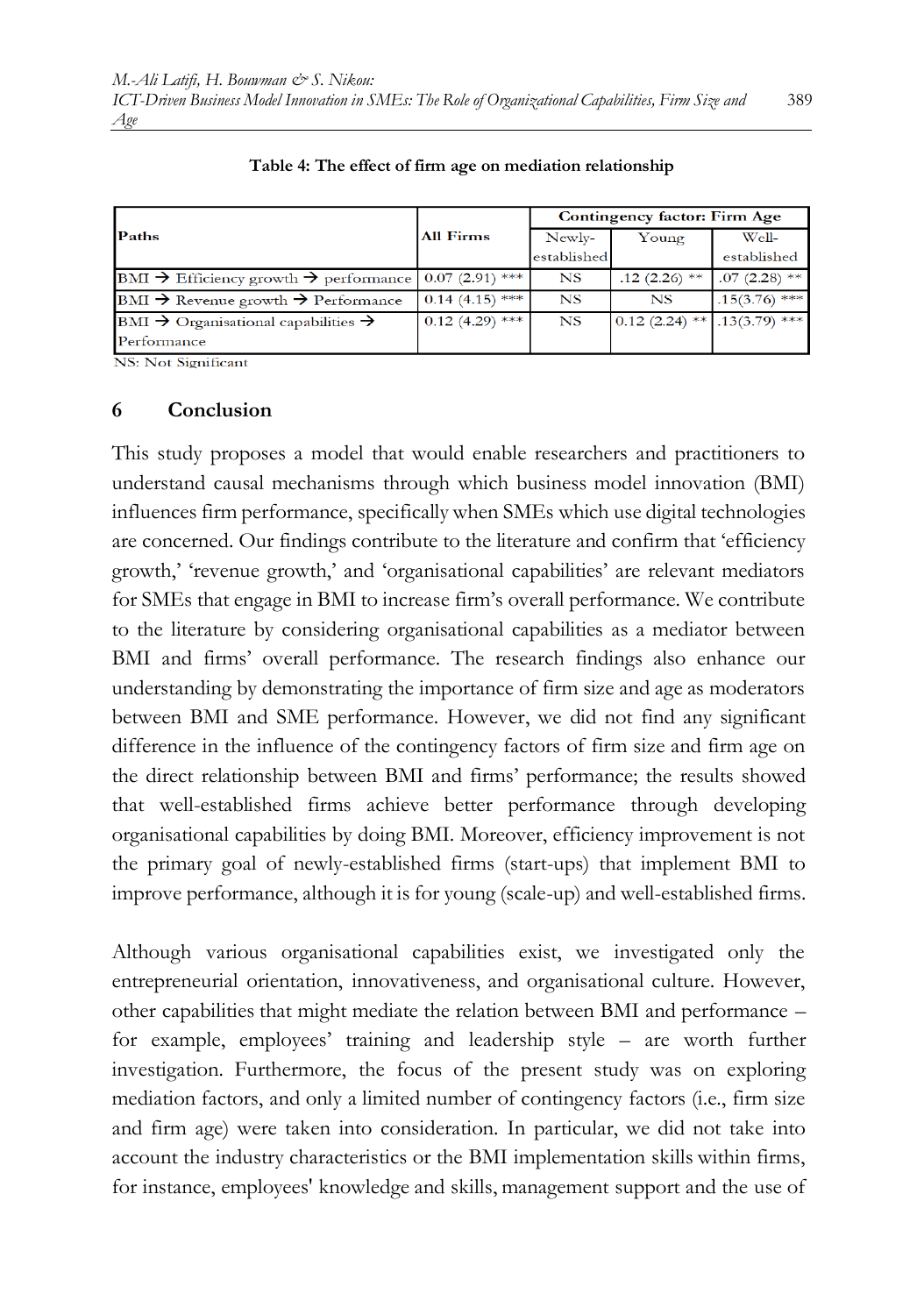**Table 4: The effect of firm age on mediation relationship**

| Paths | All Firms | Contingency factor: Firm Age | | |
|---|---|---|---|---|
| | | Newly-established | Young | Well-established |
| BMI → Efficiency growth → performance | 0.07 (2.91) *** | NS | .12 (2.26) ** | .07 (2.28) ** |
| BMI → Revenue growth → Performance | 0.14 (4.15) *** | NS | NS | .15(3.76) *** |
| BMI → Organisational capabilities → Performance | 0.12 (4.29) *** | NS | 0.12 (2.24) ** | .13(3.79) *** |

NS: Not Significant

## 6 Conclusion

This study proposes a model that would enable researchers and practitioners to understand causal mechanisms through which business model innovation (BMI) influences firm performance, specifically when SMEs which use digital technologies are concerned. Our findings contribute to the literature and confirm that 'efficiency growth,' 'revenue growth,' and 'organisational capabilities' are relevant mediators for SMEs that engage in BMI to increase firm's overall performance. We contribute to the literature by considering organisational capabilities as a mediator between BMI and firms' overall performance. The research findings also enhance our understanding by demonstrating the importance of firm size and age as moderators between BMI and SME performance. However, we did not find any significant difference in the influence of the contingency factors of firm size and firm age on the direct relationship between BMI and firms' performance; the results showed that well-established firms achieve better performance through developing organisational capabilities by doing BMI. Moreover, efficiency improvement is not the primary goal of newly-established firms (start-ups) that implement BMI to improve performance, although it is for young (scale-up) and well-established firms.

Although various organisational capabilities exist, we investigated only the entrepreneurial orientation, innovativeness, and organisational culture. However, other capabilities that might mediate the relation between BMI and performance – for example, employees' training and leadership style – are worth further investigation. Furthermore, the focus of the present study was on exploring mediation factors, and only a limited number of contingency factors (i.e., firm size and firm age) were taken into consideration. In particular, we did not take into account the industry characteristics or the BMI implementation skills within firms, for instance, employees' knowledge and skills, management support and the use of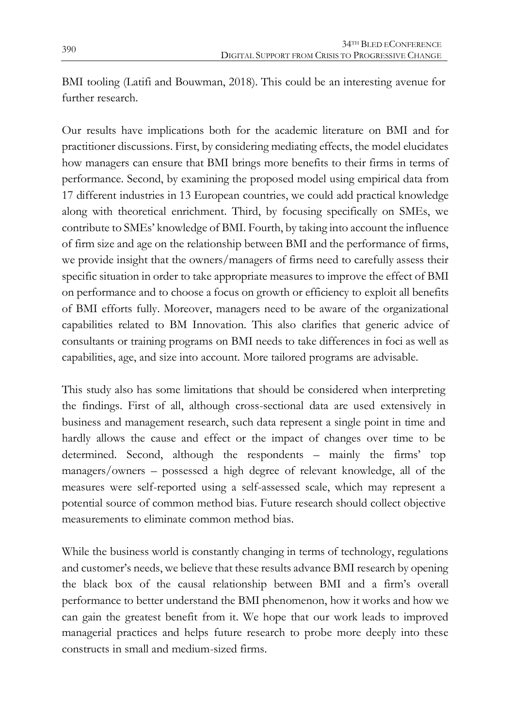BMI tooling (Latifi and Bouwman, 2018). This could be an interesting avenue for further research.

Our results have implications both for the academic literature on BMI and for practitioner discussions. First, by considering mediating effects, the model elucidates how managers can ensure that BMI brings more benefits to their firms in terms of performance. Second, by examining the proposed model using empirical data from 17 different industries in 13 European countries, we could add practical knowledge along with theoretical enrichment. Third, by focusing specifically on SMEs, we contribute to SMEs' knowledge of BMI. Fourth, by taking into account the influence of firm size and age on the relationship between BMI and the performance of firms, we provide insight that the owners/managers of firms need to carefully assess their specific situation in order to take appropriate measures to improve the effect of BMI on performance and to choose a focus on growth or efficiency to exploit all benefits of BMI efforts fully. Moreover, managers need to be aware of the organizational capabilities related to BM Innovation. This also clarifies that generic advice of consultants or training programs on BMI needs to take differences in foci as well as capabilities, age, and size into account. More tailored programs are advisable.

This study also has some limitations that should be considered when interpreting the findings. First of all, although cross-sectional data are used extensively in business and management research, such data represent a single point in time and hardly allows the cause and effect or the impact of changes over time to be determined. Second, although the respondents – mainly the firms' top managers/owners – possessed a high degree of relevant knowledge, all of the measures were self-reported using a self-assessed scale, which may represent a potential source of common method bias. Future research should collect objective measurements to eliminate common method bias.

While the business world is constantly changing in terms of technology, regulations and customer's needs, we believe that these results advance BMI research by opening the black box of the causal relationship between BMI and a firm's overall performance to better understand the BMI phenomenon, how it works and how we can gain the greatest benefit from it. We hope that our work leads to improved managerial practices and helps future research to probe more deeply into these constructs in small and medium-sized firms.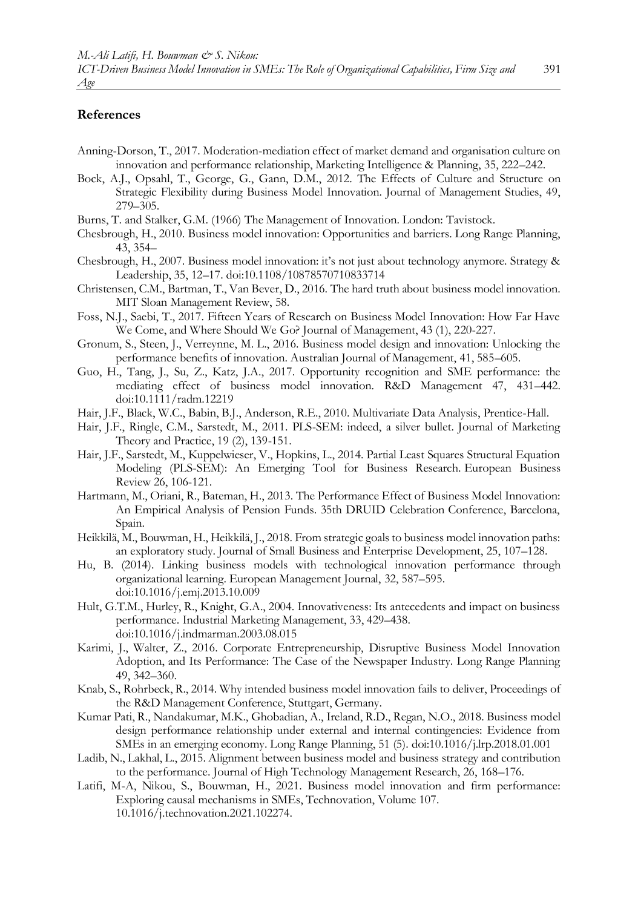## References

Anning-Dorson, T., 2017. Moderation-mediation effect of market demand and organisation culture on innovation and performance relationship, Marketing Intelligence & Planning, 35, 222–242.

Bock, A.J., Opsahl, T., George, G., Gann, D.M., 2012. The Effects of Culture and Structure on Strategic Flexibility during Business Model Innovation. Journal of Management Studies, 49, 279–305.

Burns, T. and Stalker, G.M. (1966) The Management of Innovation. London: Tavistock.

Chesbrough, H., 2010. Business model innovation: Opportunities and barriers. Long Range Planning, 43, 354–

Chesbrough, H., 2007. Business model innovation: it's not just about technology anymore. Strategy & Leadership, 35, 12–17. doi:10.1108/10878570710833714

Christensen, C.M., Bartman, T., Van Bever, D., 2016. The hard truth about business model innovation. MIT Sloan Management Review, 58.

Foss, N.J., Saebi, T., 2017. Fifteen Years of Research on Business Model Innovation: How Far Have We Come, and Where Should We Go? Journal of Management, 43 (1), 220-227.

Gronum, S., Steen, J., Verreynne, M. L., 2016. Business model design and innovation: Unlocking the performance benefits of innovation. Australian Journal of Management, 41, 585–605.

Guo, H., Tang, J., Su, Z., Katz, J.A., 2017. Opportunity recognition and SME performance: the mediating effect of business model innovation. R&D Management 47, 431–442. doi:10.1111/radm.12219

Hair, J.F., Black, W.C., Babin, B.J., Anderson, R.E., 2010. Multivariate Data Analysis, Prentice-Hall.

Hair, J.F., Ringle, C.M., Sarstedt, M., 2011. PLS-SEM: indeed, a silver bullet. Journal of Marketing Theory and Practice, 19 (2), 139-151.

Hair, J.F., Sarstedt, M., Kuppelwieser, V., Hopkins, L., 2014. Partial Least Squares Structural Equation Modeling (PLS-SEM): An Emerging Tool for Business Research. European Business Review 26, 106-121.

Hartmann, M., Oriani, R., Bateman, H., 2013. The Performance Effect of Business Model Innovation: An Empirical Analysis of Pension Funds. 35th DRUID Celebration Conference, Barcelona, Spain.

Heikkilä, M., Bouwman, H., Heikkilä, J., 2018. From strategic goals to business model innovation paths: an exploratory study. Journal of Small Business and Enterprise Development, 25, 107–128.

Hu, B. (2014). Linking business models with technological innovation performance through organizational learning. European Management Journal, 32, 587–595. doi:10.1016/j.emj.2013.10.009

Hult, G.T.M., Hurley, R., Knight, G.A., 2004. Innovativeness: Its antecedents and impact on business performance. Industrial Marketing Management, 33, 429–438. doi:10.1016/j.indmarman.2003.08.015

Karimi, J., Walter, Z., 2016. Corporate Entrepreneurship, Disruptive Business Model Innovation Adoption, and Its Performance: The Case of the Newspaper Industry. Long Range Planning 49, 342–360.

Knab, S., Rohrbeck, R., 2014. Why intended business model innovation fails to deliver, Proceedings of the R&D Management Conference, Stuttgart, Germany.

Kumar Pati, R., Nandakumar, M.K., Ghobadian, A., Ireland, R.D., Regan, N.O., 2018. Business model design performance relationship under external and internal contingencies: Evidence from SMEs in an emerging economy. Long Range Planning, 51 (5). doi:10.1016/j.lrp.2018.01.001

Ladib, N., Lakhal, L., 2015. Alignment between business model and business strategy and contribution to the performance. Journal of High Technology Management Research, 26, 168–176.

Latifi, M-A, Nikou, S., Bouwman, H., 2021. Business model innovation and firm performance: Exploring causal mechanisms in SMEs, Technovation, Volume 107. 10.1016/j.technovation.2021.102274.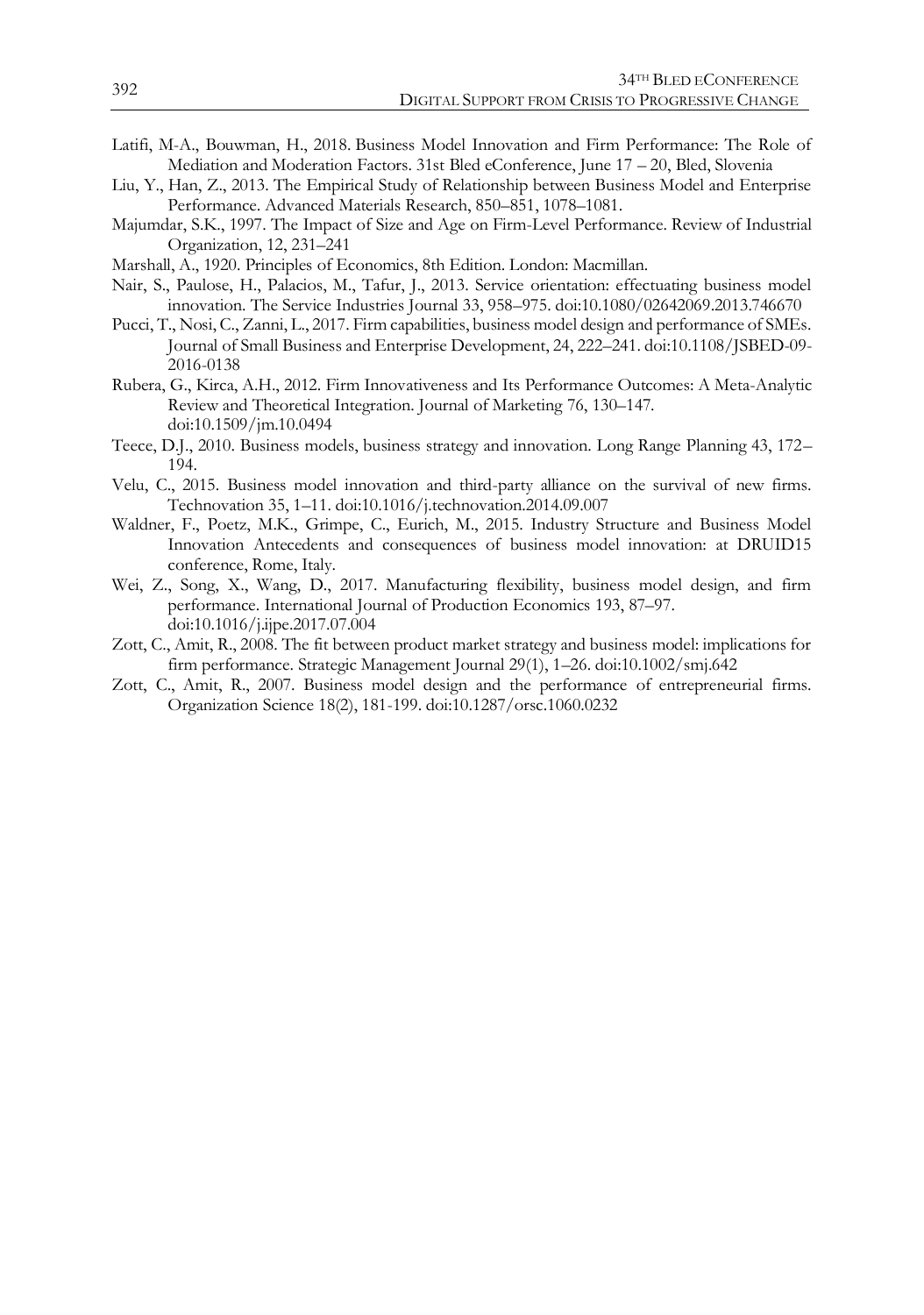Latifi, M-A., Bouwman, H., 2018. Business Model Innovation and Firm Performance: The Role of Mediation and Moderation Factors. 31st Bled eConference, June 17 – 20, Bled, Slovenia

Liu, Y., Han, Z., 2013. The Empirical Study of Relationship between Business Model and Enterprise Performance. Advanced Materials Research, 850–851, 1078–1081.

Majumdar, S.K., 1997. The Impact of Size and Age on Firm-Level Performance. Review of Industrial Organization, 12, 231–241

Marshall, A., 1920. Principles of Economics, 8th Edition. London: Macmillan.

Nair, S., Paulose, H., Palacios, M., Tafur, J., 2013. Service orientation: effectuating business model innovation. The Service Industries Journal 33, 958–975. doi:10.1080/02642069.2013.746670

Pucci, T., Nosi, C., Zanni, L., 2017. Firm capabilities, business model design and performance of SMEs. Journal of Small Business and Enterprise Development, 24, 222–241. doi:10.1108/JSBED-09-2016-0138

Rubera, G., Kirca, A.H., 2012. Firm Innovativeness and Its Performance Outcomes: A Meta-Analytic Review and Theoretical Integration. Journal of Marketing 76, 130–147. doi:10.1509/jm.10.0494

Teece, D.J., 2010. Business models, business strategy and innovation. Long Range Planning 43, 172–194.

Velu, C., 2015. Business model innovation and third-party alliance on the survival of new firms. Technovation 35, 1–11. doi:10.1016/j.technovation.2014.09.007

Waldner, F., Poetz, M.K., Grimpe, C., Eurich, M., 2015. Industry Structure and Business Model Innovation Antecedents and consequences of business model innovation: at DRUID15 conference, Rome, Italy.

Wei, Z., Song, X., Wang, D., 2017. Manufacturing flexibility, business model design, and firm performance. International Journal of Production Economics 193, 87–97. doi:10.1016/j.ijpe.2017.07.004

Zott, C., Amit, R., 2008. The fit between product market strategy and business model: implications for firm performance. Strategic Management Journal 29(1), 1–26. doi:10.1002/smj.642

Zott, C., Amit, R., 2007. Business model design and the performance of entrepreneurial firms. Organization Science 18(2), 181-199. doi:10.1287/orsc.1060.0232